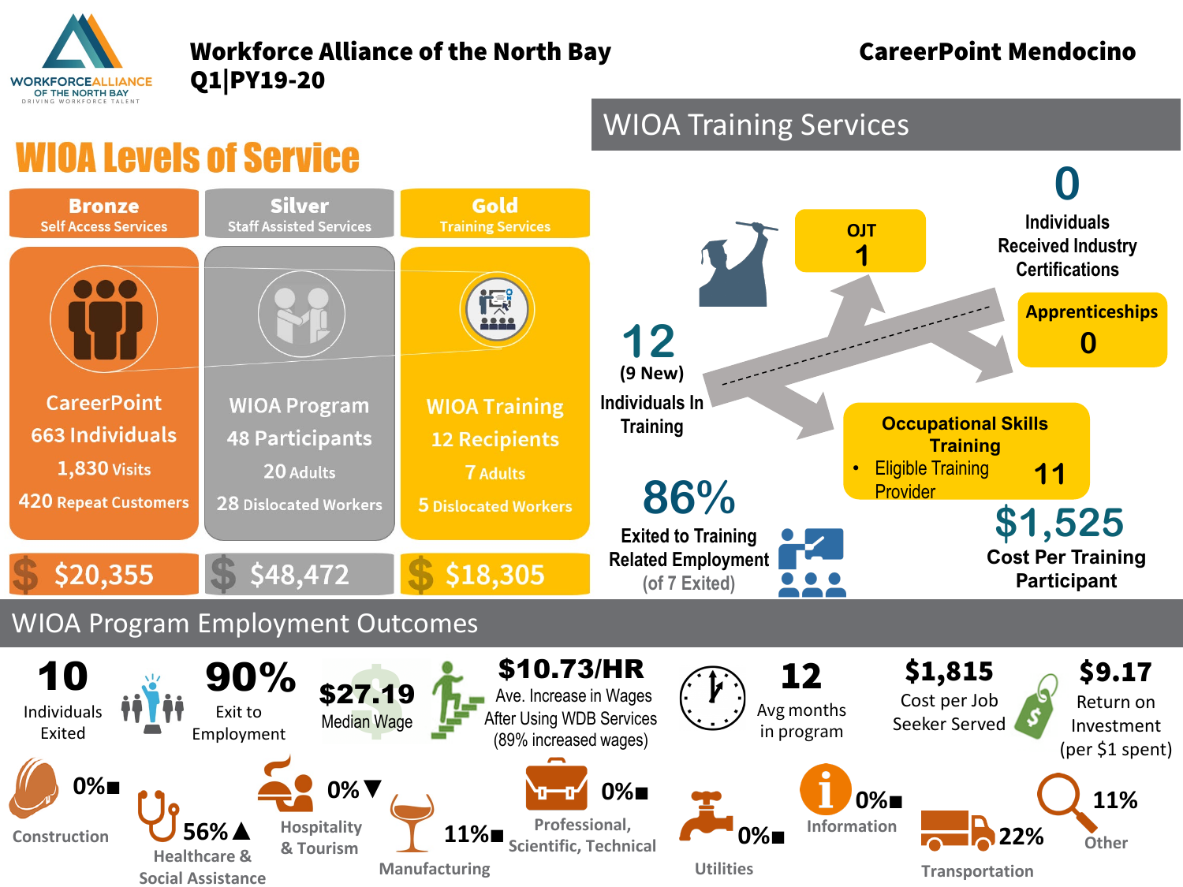# Workforce Alliance of the North Bay
## Q1|PY19-20

**CareerPoint Mendocino**

## WIOA Levels of Service

| Bronze<br>Self Access Services | Silver<br>Staff Assisted Services | Gold<br>Training Services |
|---|---|---|
| CareerPoint<br>663 Individuals<br>1,830 Visits<br>420 Repeat Customers | WIOA Program<br>48 Participants<br>20 Adults<br>28 Dislocated Workers | WIOA Training<br>12 Recipients<br>7 Adults<br>5 Dislocated Workers |
| $20,355 | $48,472 | $18,305 |

## WIOA Training Services

**12** (9 New) Individuals In Training

- **OJT**: 1
- **Apprenticeships**: 0
- **Occupational Skills Training**
  - Eligible Training Provider: 11

**0** Individuals Received Industry Certifications

**86%** Exited to Training Related Employment (of 7 Exited)

**$1,525** Cost Per Training Participant

## WIOA Program Employment Outcomes

- **10** Individuals Exited
- **90%** Exit to Employment
- **$27.19** Median Wage
- **$10.73/HR** Ave. Increase in Wages After Using WDB Services (89% increased wages)
- **12** Avg months in program
- **$1,815** Cost per Job Seeker Served
- **$9.17** Return on Investment (per $1 spent)

| Industry | Percentage |
|---|---|
| Construction | 0%■ |
| Healthcare & Social Assistance | 56%▲ |
| Hospitality & Tourism | 0%▼ |
| Manufacturing | 11%■ |
| Professional, Scientific, Technical | 0%■ |
| Utilities | 0%■ |
| Information | 0%■ |
| Transportation | 22% |
| Other | 11% |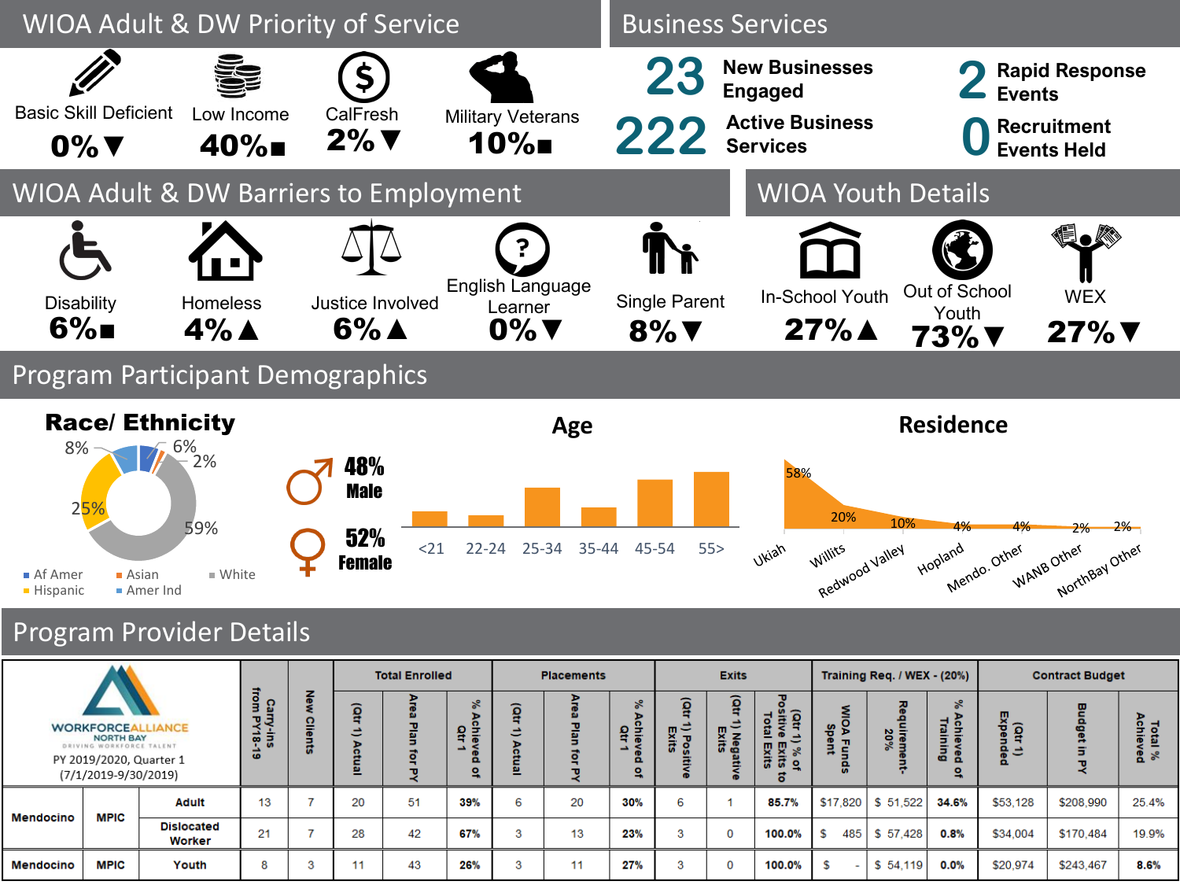## WIOA Adult & DW Priority of Service

Basic Skill Deficient
**0%▼**

Low Income
**40%■**

CalFresh
**2%▼**

Military Veterans
**10%■**

## Business Services

**23** New Businesses Engaged

**222** Active Business Services

**2** Rapid Response Events

**0** Recruitment Events Held

## WIOA Adult & DW Barriers to Employment

Disability
**6%■**

Homeless
**4%▲**

Justice Involved
**6%▲**

English Language Learner
**0%▼**

Single Parent
**8%▼**

## WIOA Youth Details

In-School Youth
**27%▲**

Out of School Youth
**73%▼**

WEX
**27%▼**

## Program Participant Demographics

**Race/ Ethnicity**

8%
6%
2%
25%
59%

Af Amer
Asian
White
Hispanic
Amer Ind

**48% Male**

**52% Female**

**Age**

<21
22-24
25-34
35-44
45-54
55>

**Residence**

58%
20%
10%
4%
4%
2%
2%

Ukiah
Willits
Redwood Valley
Hopland
Mendo. Other
WANB Other
NorthBay Other

## Program Provider Details

WORKFORCEALLIANCE NORTH BAY — DRIVING WORKFORCE TALENT
PY 2019/2020, Quarter 1 (7/1/2019-9/30/2019)

| | | | Carry-ins from PY18-19 | New Clients | Total Enrolled | | | Placements | | | Exits | | | Training Req. / WEX - (20%) | | | Contract Budget | | |
|---|---|---|---|---|---|---|---|---|---|---|---|---|---|---|---|---|---|---|---|
| | | | | | (Qtr 1) Actual | Area Plan for PY | % Achieved of Qtr 1 | (Qtr 1) Actual | Area Plan for PY | % Achieved of Qtr 1 | (Qtr 1) Positive Exits | (Qtr 1) Negative Exits | (Qtr 1) % of Positive Exits to Total Exits | WIOA Funds Spent | Requirement-20% | % Achieved of Training | (Qtr 1) Expended | Budget in PY | Total % Achieved |
| Mendocino | MPIC | Adult | 13 | 7 | 20 | 51 | **39%** | 6 | 20 | **30%** | 6 | 1 | **85.7%** | $17,820 | $ 51,522 | **34.6%** | $53,128 | $208,990 | 25.4% |
| | | Dislocated Worker | 21 | 7 | 28 | 42 | **67%** | 3 | 13 | **23%** | 3 | 0 | **100.0%** | $ 485 | $ 57,428 | **0.8%** | $34,004 | $170,484 | 19.9% |
| Mendocino | MPIC | Youth | 8 | 3 | 11 | 43 | **26%** | 3 | 11 | **27%** | 3 | 0 | **100.0%** | $ - | $ 54,119 | **0.0%** | $20,974 | $243,467 | **8.6%** |